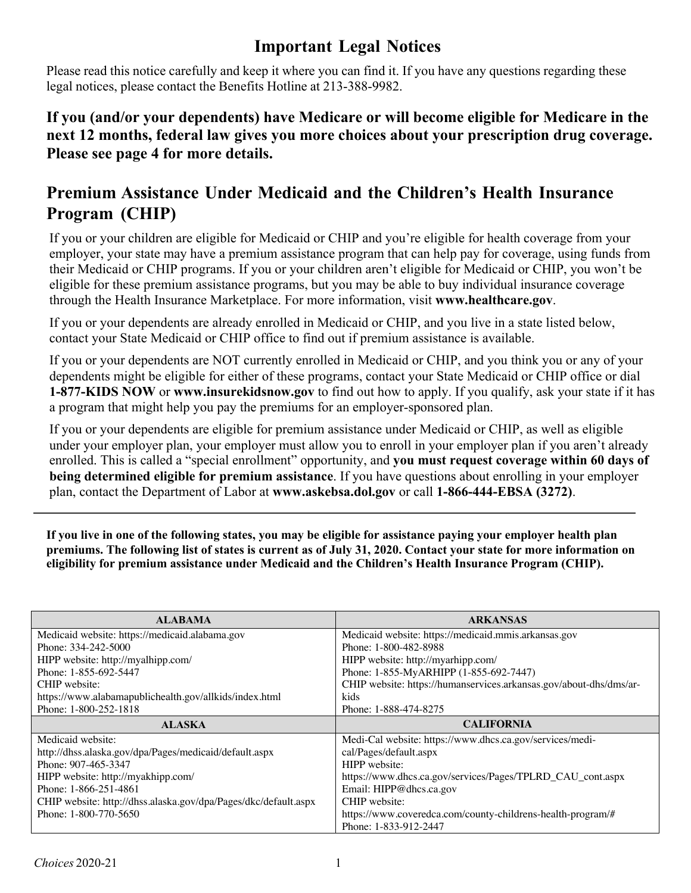# Important Legal Notices

Please read this notice carefully and keep it where you can find it. If you have any questions regarding these legal notices, please contact the Benefits Hotline at 213-388-9982.

**If you (and/or your dependents) have Medicare or will become eligible for Medicare in the next 12 months, federal law gives you more choices about your prescription drug coverage. Please see page 4 for more details.**

## Premium Assistance Under Medicaid and the Children's Health Insurance Program (CHIP)

If you or your children are eligible for Medicaid or CHIP and you're eligible for health coverage from your employer, your state may have a premium assistance program that can help pay for coverage, using funds from their Medicaid or CHIP programs. If you or your children aren't eligible for Medicaid or CHIP, you won't be eligible for these premium assistance programs, but you may be able to buy individual insurance coverage through the Health Insurance Marketplace. For more information, visit **www.healthcare.gov**.

If you or your dependents are already enrolled in Medicaid or CHIP, and you live in a state listed below, contact your State Medicaid or CHIP office to find out if premium assistance is available.

If you or your dependents are NOT currently enrolled in Medicaid or CHIP, and you think you or any of your dependents might be eligible for either of these programs, contact your State Medicaid or CHIP office or dial **1-877-KIDS NOW** or **www.insurekidsnow.gov** to find out how to apply. If you qualify, ask your state if it has a program that might help you pay the premiums for an employer-sponsored plan.

If you or your dependents are eligible for premium assistance under Medicaid or CHIP, as well as eligible under your employer plan, your employer must allow you to enroll in your employer plan if you aren't already enrolled. This is called a "special enrollment" opportunity, and **you must request coverage within 60 days of being determined eligible for premium assistance**. If you have questions about enrolling in your employer plan, contact the Department of Labor at **www.askebsa.dol.gov** or call **1-866-444-EBSA (3272)**.

---

**If you live in one of the following states, you may be eligible for assistance paying your employer health plan premiums. The following list of states is current as of July 31, 2020. Contact your state for more information on eligibility for premium assistance under Medicaid and the Children's Health Insurance Program (CHIP).**

| ALABAMA | ARKANSAS |
|---|---|
| Medicaid website: https://medicaid.alabama.gov<br>Phone: 334-242-5000<br>HIPP website: http://myalhipp.com/<br>Phone: 1-855-692-5447<br>CHIP website:<br>https://www.alabamapublichealth.gov/allkids/index.html<br>Phone: 1-800-252-1818 | Medicaid website: https://medicaid.mmis.arkansas.gov<br>Phone: 1-800-482-8988<br>HIPP website: http://myarhipp.com/<br>Phone: 1-855-MyARHIPP (1-855-692-7447)<br>CHIP website: https://humanservices.arkansas.gov/about-dhs/dms/ar-kids<br>Phone: 1-888-474-8275 |
| **ALASKA** | **CALIFORNIA** |
| Medicaid website:<br>http://dhss.alaska.gov/dpa/Pages/medicaid/default.aspx<br>Phone: 907-465-3347<br>HIPP website: http://myakhipp.com/<br>Phone: 1-866-251-4861<br>CHIP website: http://dhss.alaska.gov/dpa/Pages/dkc/default.aspx<br>Phone: 1-800-770-5650 | Medi-Cal website: https://www.dhcs.ca.gov/services/medi-cal/Pages/default.aspx<br>HIPP website:<br>https://www.dhcs.ca.gov/services/Pages/TPLRD_CAU_cont.aspx<br>Email: HIPP@dhcs.ca.gov<br>CHIP website:<br>https://www.coveredca.com/county-childrens-health-program/#<br>Phone: 1-833-912-2447 |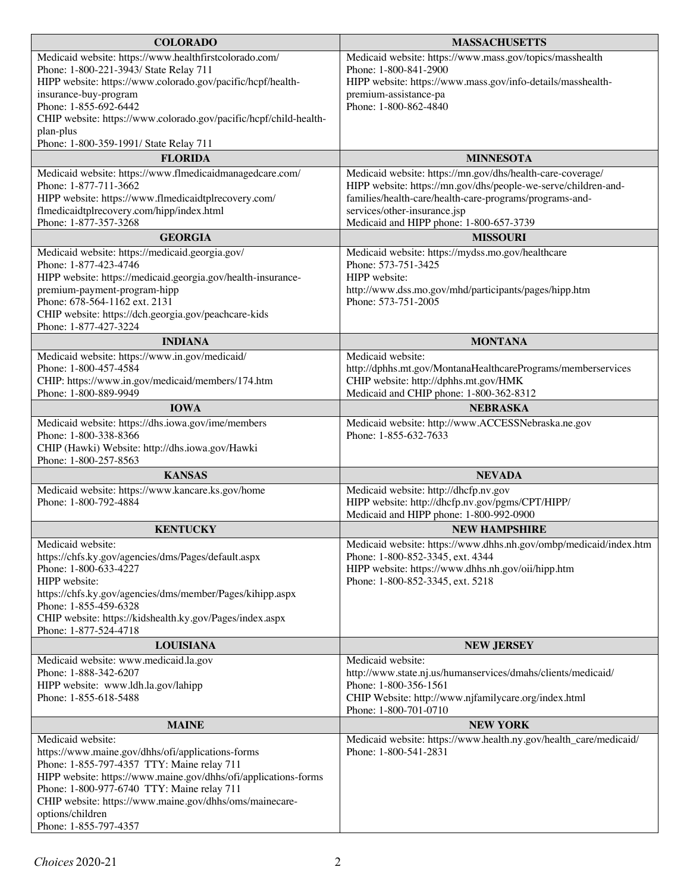| COLORADO | MASSACHUSETTS |
|---|---|
| Medicaid website: https://www.healthfirstcolorado.com/<br>Phone: 1-800-221-3943/ State Relay 711<br>HIPP website: https://www.colorado.gov/pacific/hcpf/health-insurance-buy-program<br>Phone: 1-855-692-6442<br>CHIP website: https://www.colorado.gov/pacific/hcpf/child-health-plan-plus<br>Phone: 1-800-359-1991/ State Relay 711 | Medicaid website: https://www.mass.gov/topics/masshealth<br>Phone: 1-800-841-2900<br>HIPP website: https://www.mass.gov/info-details/masshealth-premium-assistance-pa<br>Phone: 1-800-862-4840 |
| **FLORIDA** | **MINNESOTA** |
| Medicaid website: https://www.flmedicaidmanagedcare.com/<br>Phone: 1-877-711-3662<br>HIPP website: https://www.flmedicaidtplrecovery.com/flmedicaidtplrecovery.com/hipp/index.html<br>Phone: 1-877-357-3268 | Medicaid website: https://mn.gov/dhs/health-care-coverage/<br>HIPP website: https://mn.gov/dhs/people-we-serve/children-and-families/health-care/health-care-programs/programs-and-services/other-insurance.jsp<br>Medicaid and HIPP phone: 1-800-657-3739 |
| **GEORGIA** | **MISSOURI** |
| Medicaid website: https://medicaid.georgia.gov/<br>Phone: 1-877-423-4746<br>HIPP website: https://medicaid.georgia.gov/health-insurance-premium-payment-program-hipp<br>Phone: 678-564-1162 ext. 2131<br>CHIP website: https://dch.georgia.gov/peachcare-kids<br>Phone: 1-877-427-3224 | Medicaid website: https://mydss.mo.gov/healthcare<br>Phone: 573-751-3425<br>HIPP website:<br>http://www.dss.mo.gov/mhd/participants/pages/hipp.htm<br>Phone: 573-751-2005 |
| **INDIANA** | **MONTANA** |
| Medicaid website: https://www.in.gov/medicaid/<br>Phone: 1-800-457-4584<br>CHIP: https://www.in.gov/medicaid/members/174.htm<br>Phone: 1-800-889-9949 | Medicaid website:<br>http://dphhs.mt.gov/MontanaHealthcarePrograms/memberservices<br>CHIP website: http://dphhs.mt.gov/HMK<br>Medicaid and CHIP phone: 1-800-362-8312 |
| **IOWA** | **NEBRASKA** |
| Medicaid website: https://dhs.iowa.gov/ime/members<br>Phone: 1-800-338-8366<br>CHIP (Hawki) Website: http://dhs.iowa.gov/Hawki<br>Phone: 1-800-257-8563 | Medicaid website: http://www.ACCESSNebraska.ne.gov<br>Phone: 1-855-632-7633 |
| **KANSAS** | **NEVADA** |
| Medicaid website: https://www.kancare.ks.gov/home<br>Phone: 1-800-792-4884 | Medicaid website: http://dhcfp.nv.gov<br>HIPP website: http://dhcfp.nv.gov/pgms/CPT/HIPP/<br>Medicaid and HIPP phone: 1-800-992-0900 |
| **KENTUCKY** | **NEW HAMPSHIRE** |
| Medicaid website:<br>https://chfs.ky.gov/agencies/dms/Pages/default.aspx<br>Phone: 1-800-633-4227<br>HIPP website:<br>https://chfs.ky.gov/agencies/dms/member/Pages/kihipp.aspx<br>Phone: 1-855-459-6328<br>CHIP website: https://kidshealth.ky.gov/Pages/index.aspx<br>Phone: 1-877-524-4718 | Medicaid website: https://www.dhhs.nh.gov/ombp/medicaid/index.htm<br>Phone: 1-800-852-3345, ext. 4344<br>HIPP website: https://www.dhhs.nh.gov/oii/hipp.htm<br>Phone: 1-800-852-3345, ext. 5218 |
| **LOUISIANA** | **NEW JERSEY** |
| Medicaid website: www.medicaid.la.gov<br>Phone: 1-888-342-6207<br>HIPP website: www.ldh.la.gov/lahipp<br>Phone: 1-855-618-5488 | Medicaid website:<br>http://www.state.nj.us/humanservices/dmahs/clients/medicaid/<br>Phone: 1-800-356-1561<br>CHIP Website: http://www.njfamilycare.org/index.html<br>Phone: 1-800-701-0710 |
| **MAINE** | **NEW YORK** |
| Medicaid website:<br>https://www.maine.gov/dhhs/ofi/applications-forms<br>Phone: 1-855-797-4357 TTY: Maine relay 711<br>HIPP website: https://www.maine.gov/dhhs/ofi/applications-forms<br>Phone: 1-800-977-6740 TTY: Maine relay 711<br>CHIP website: https://www.maine.gov/dhhs/oms/mainecare-options/children<br>Phone: 1-855-797-4357 | Medicaid website: https://www.health.ny.gov/health_care/medicaid/<br>Phone: 1-800-541-2831 |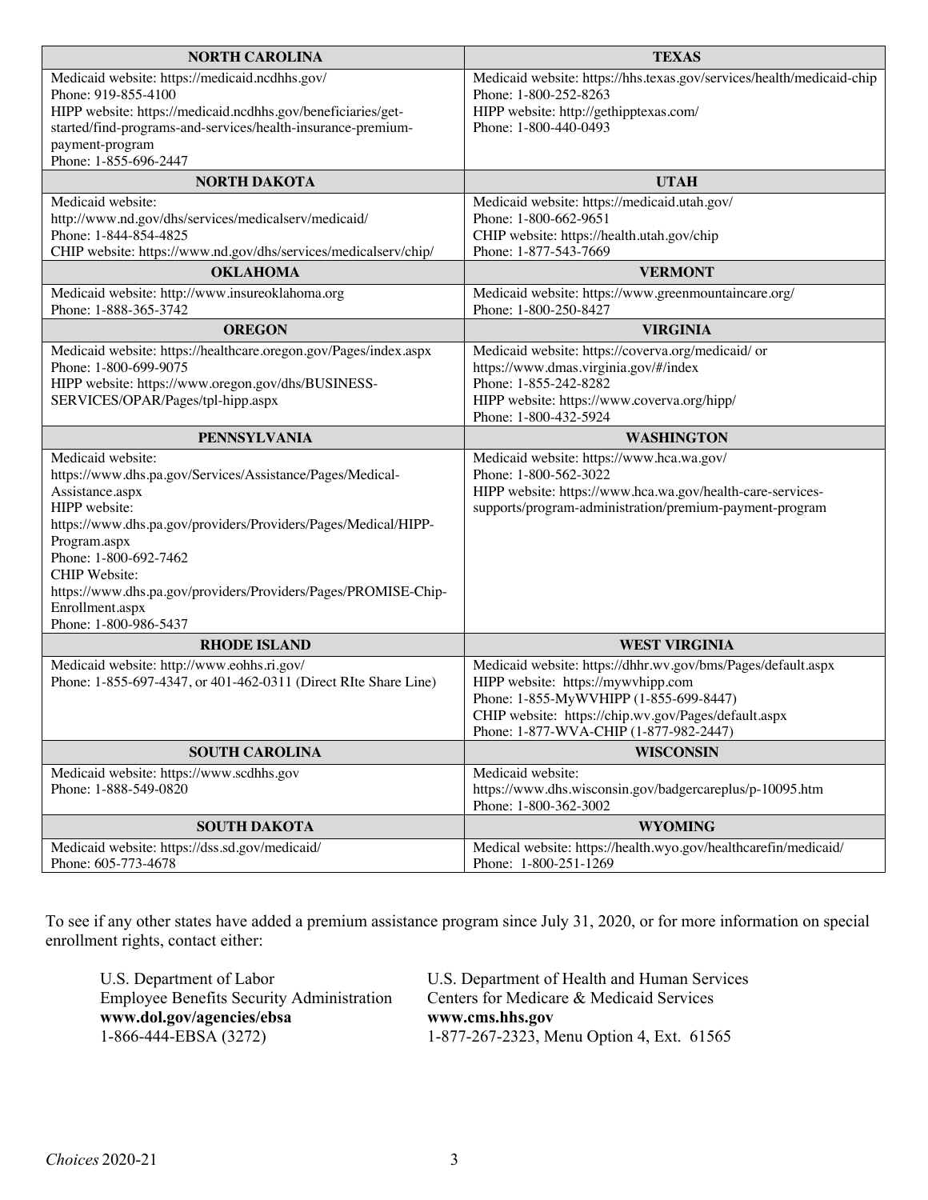| NORTH CAROLINA | TEXAS |
|---|---|
| Medicaid website: https://medicaid.ncdhhs.gov/<br>Phone: 919-855-4100<br>HIPP website: https://medicaid.ncdhhs.gov/beneficiaries/get-started/find-programs-and-services/health-insurance-premium-payment-program<br>Phone: 1-855-696-2447 | Medicaid website: https://hhs.texas.gov/services/health/medicaid-chip<br>Phone: 1-800-252-8263<br>HIPP website: http://gethipptexas.com/<br>Phone: 1-800-440-0493 |
| **NORTH DAKOTA** | **UTAH** |
| Medicaid website:<br>http://www.nd.gov/dhs/services/medicalserv/medicaid/<br>Phone: 1-844-854-4825<br>CHIP website: https://www.nd.gov/dhs/services/medicalserv/chip/ | Medicaid website: https://medicaid.utah.gov/<br>Phone: 1-800-662-9651<br>CHIP website: https://health.utah.gov/chip<br>Phone: 1-877-543-7669 |
| **OKLAHOMA** | **VERMONT** |
| Medicaid website: http://www.insureoklahoma.org<br>Phone: 1-888-365-3742 | Medicaid website: https://www.greenmountaincare.org/<br>Phone: 1-800-250-8427 |
| **OREGON** | **VIRGINIA** |
| Medicaid website: https://healthcare.oregon.gov/Pages/index.aspx<br>Phone: 1-800-699-9075<br>HIPP website: https://www.oregon.gov/dhs/BUSINESS-SERVICES/OPAR/Pages/tpl-hipp.aspx | Medicaid website: https://coverva.org/medicaid/ or<br>https://www.dmas.virginia.gov/#/index<br>Phone: 1-855-242-8282<br>HIPP website: https://www.coverva.org/hipp/<br>Phone: 1-800-432-5924 |
| **PENNSYLVANIA** | **WASHINGTON** |
| Medicaid website:<br>https://www.dhs.pa.gov/Services/Assistance/Pages/Medical-Assistance.aspx<br>HIPP website:<br>https://www.dhs.pa.gov/providers/Providers/Pages/Medical/HIPP-Program.aspx<br>Phone: 1-800-692-7462<br>CHIP Website:<br>https://www.dhs.pa.gov/providers/Providers/Pages/PROMISE-Chip-Enrollment.aspx<br>Phone: 1-800-986-5437 | Medicaid website: https://www.hca.wa.gov/<br>Phone: 1-800-562-3022<br>HIPP website: https://www.hca.wa.gov/health-care-services-supports/program-administration/premium-payment-program |
| **RHODE ISLAND** | **WEST VIRGINIA** |
| Medicaid website: http://www.eohhs.ri.gov/<br>Phone: 1-855-697-4347, or 401-462-0311 (Direct RIte Share Line) | Medicaid website: https://dhhr.wv.gov/bms/Pages/default.aspx<br>HIPP website: https://mywvhipp.com<br>Phone: 1-855-MyWVHIPP (1-855-699-8447)<br>CHIP website: https://chip.wv.gov/Pages/default.aspx<br>Phone: 1-877-WVA-CHIP (1-877-982-2447) |
| **SOUTH CAROLINA** | **WISCONSIN** |
| Medicaid website: https://www.scdhhs.gov<br>Phone: 1-888-549-0820 | Medicaid website:<br>https://www.dhs.wisconsin.gov/badgercareplus/p-10095.htm<br>Phone: 1-800-362-3002 |
| **SOUTH DAKOTA** | **WYOMING** |
| Medicaid website: https://dss.sd.gov/medicaid/<br>Phone: 605-773-4678 | Medical website: https://health.wyo.gov/healthcarefin/medicaid/<br>Phone: 1-800-251-1269 |

To see if any other states have added a premium assistance program since July 31, 2020, or for more information on special enrollment rights, contact either:

U.S. Department of Labor
Employee Benefits Security Administration
**www.dol.gov/agencies/ebsa**
1-866-444-EBSA (3272)

U.S. Department of Health and Human Services
Centers for Medicare & Medicaid Services
**www.cms.hhs.gov**
1-877-267-2323, Menu Option 4, Ext. 61565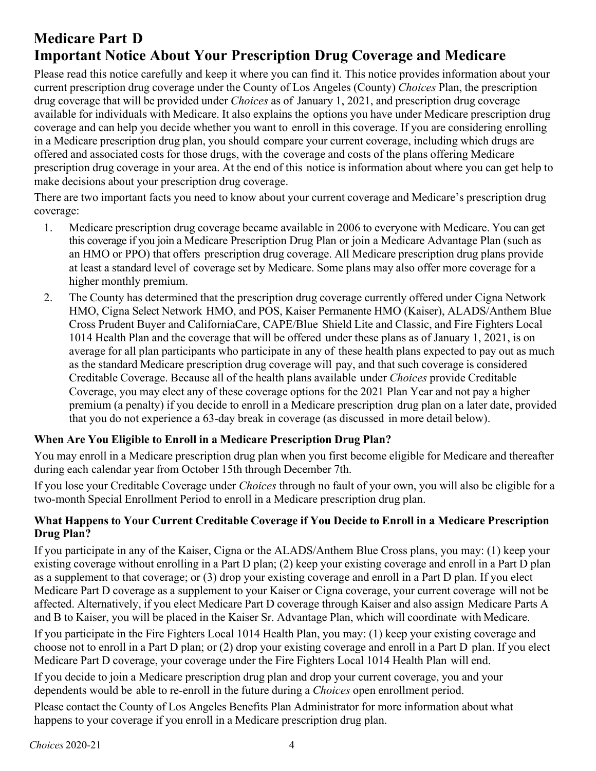# Medicare Part D

# Important Notice About Your Prescription Drug Coverage and Medicare

Please read this notice carefully and keep it where you can find it. This notice provides information about your current prescription drug coverage under the County of Los Angeles (County) *Choices* Plan, the prescription drug coverage that will be provided under *Choices* as of January 1, 2021, and prescription drug coverage available for individuals with Medicare. It also explains the options you have under Medicare prescription drug coverage and can help you decide whether you want to enroll in this coverage. If you are considering enrolling in a Medicare prescription drug plan, you should compare your current coverage, including which drugs are offered and associated costs for those drugs, with the coverage and costs of the plans offering Medicare prescription drug coverage in your area. At the end of this notice is information about where you can get help to make decisions about your prescription drug coverage.

There are two important facts you need to know about your current coverage and Medicare's prescription drug coverage:

1. Medicare prescription drug coverage became available in 2006 to everyone with Medicare. You can get this coverage if you join a Medicare Prescription Drug Plan or join a Medicare Advantage Plan (such as an HMO or PPO) that offers prescription drug coverage. All Medicare prescription drug plans provide at least a standard level of coverage set by Medicare. Some plans may also offer more coverage for a higher monthly premium.
2. The County has determined that the prescription drug coverage currently offered under Cigna Network HMO, Cigna Select Network HMO, and POS, Kaiser Permanente HMO (Kaiser), ALADS/Anthem Blue Cross Prudent Buyer and CaliforniaCare, CAPE/Blue Shield Lite and Classic, and Fire Fighters Local 1014 Health Plan and the coverage that will be offered under these plans as of January 1, 2021, is on average for all plan participants who participate in any of these health plans expected to pay out as much as the standard Medicare prescription drug coverage will pay, and that such coverage is considered Creditable Coverage. Because all of the health plans available under *Choices* provide Creditable Coverage, you may elect any of these coverage options for the 2021 Plan Year and not pay a higher premium (a penalty) if you decide to enroll in a Medicare prescription drug plan on a later date, provided that you do not experience a 63-day break in coverage (as discussed in more detail below).

### When Are You Eligible to Enroll in a Medicare Prescription Drug Plan?

You may enroll in a Medicare prescription drug plan when you first become eligible for Medicare and thereafter during each calendar year from October 15th through December 7th.

If you lose your Creditable Coverage under *Choices* through no fault of your own, you will also be eligible for a two-month Special Enrollment Period to enroll in a Medicare prescription drug plan.

### What Happens to Your Current Creditable Coverage if You Decide to Enroll in a Medicare Prescription Drug Plan?

If you participate in any of the Kaiser, Cigna or the ALADS/Anthem Blue Cross plans, you may: (1) keep your existing coverage without enrolling in a Part D plan; (2) keep your existing coverage and enroll in a Part D plan as a supplement to that coverage; or (3) drop your existing coverage and enroll in a Part D plan. If you elect Medicare Part D coverage as a supplement to your Kaiser or Cigna coverage, your current coverage will not be affected. Alternatively, if you elect Medicare Part D coverage through Kaiser and also assign Medicare Parts A and B to Kaiser, you will be placed in the Kaiser Sr. Advantage Plan, which will coordinate with Medicare.

If you participate in the Fire Fighters Local 1014 Health Plan, you may: (1) keep your existing coverage and choose not to enroll in a Part D plan; or (2) drop your existing coverage and enroll in a Part D plan. If you elect Medicare Part D coverage, your coverage under the Fire Fighters Local 1014 Health Plan will end.

If you decide to join a Medicare prescription drug plan and drop your current coverage, you and your dependents would be able to re-enroll in the future during a *Choices* open enrollment period.

Please contact the County of Los Angeles Benefits Plan Administrator for more information about what happens to your coverage if you enroll in a Medicare prescription drug plan.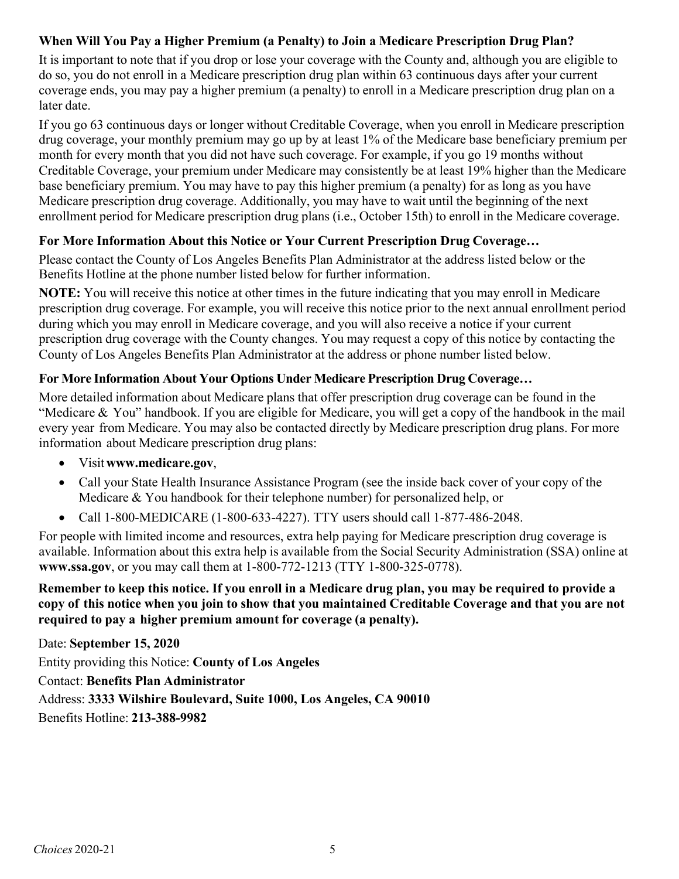### When Will You Pay a Higher Premium (a Penalty) to Join a Medicare Prescription Drug Plan?

It is important to note that if you drop or lose your coverage with the County and, although you are eligible to do so, you do not enroll in a Medicare prescription drug plan within 63 continuous days after your current coverage ends, you may pay a higher premium (a penalty) to enroll in a Medicare prescription drug plan on a later date.

If you go 63 continuous days or longer without Creditable Coverage, when you enroll in Medicare prescription drug coverage, your monthly premium may go up by at least 1% of the Medicare base beneficiary premium per month for every month that you did not have such coverage. For example, if you go 19 months without Creditable Coverage, your premium under Medicare may consistently be at least 19% higher than the Medicare base beneficiary premium. You may have to pay this higher premium (a penalty) for as long as you have Medicare prescription drug coverage. Additionally, you may have to wait until the beginning of the next enrollment period for Medicare prescription drug plans (i.e., October 15th) to enroll in the Medicare coverage.

### For More Information About this Notice or Your Current Prescription Drug Coverage…

Please contact the County of Los Angeles Benefits Plan Administrator at the address listed below or the Benefits Hotline at the phone number listed below for further information.

**NOTE:** You will receive this notice at other times in the future indicating that you may enroll in Medicare prescription drug coverage. For example, you will receive this notice prior to the next annual enrollment period during which you may enroll in Medicare coverage, and you will also receive a notice if your current prescription drug coverage with the County changes. You may request a copy of this notice by contacting the County of Los Angeles Benefits Plan Administrator at the address or phone number listed below.

### For More Information About Your Options Under Medicare Prescription Drug Coverage…

More detailed information about Medicare plans that offer prescription drug coverage can be found in the "Medicare & You" handbook. If you are eligible for Medicare, you will get a copy of the handbook in the mail every year from Medicare. You may also be contacted directly by Medicare prescription drug plans. For more information about Medicare prescription drug plans:

- Visit **www.medicare.gov**,
- Call your State Health Insurance Assistance Program (see the inside back cover of your copy of the Medicare & You handbook for their telephone number) for personalized help, or
- Call 1-800-MEDICARE (1-800-633-4227). TTY users should call 1-877-486-2048.

For people with limited income and resources, extra help paying for Medicare prescription drug coverage is available. Information about this extra help is available from the Social Security Administration (SSA) online at **www.ssa.gov**, or you may call them at 1-800-772-1213 (TTY 1-800-325-0778).

**Remember to keep this notice. If you enroll in a Medicare drug plan, you may be required to provide a copy of this notice when you join to show that you maintained Creditable Coverage and that you are not required to pay a higher premium amount for coverage (a penalty).**

Date: **September 15, 2020**

Entity providing this Notice: **County of Los Angeles**

Contact: **Benefits Plan Administrator**

Address: **3333 Wilshire Boulevard, Suite 1000, Los Angeles, CA 90010**

Benefits Hotline: **213-388-9982**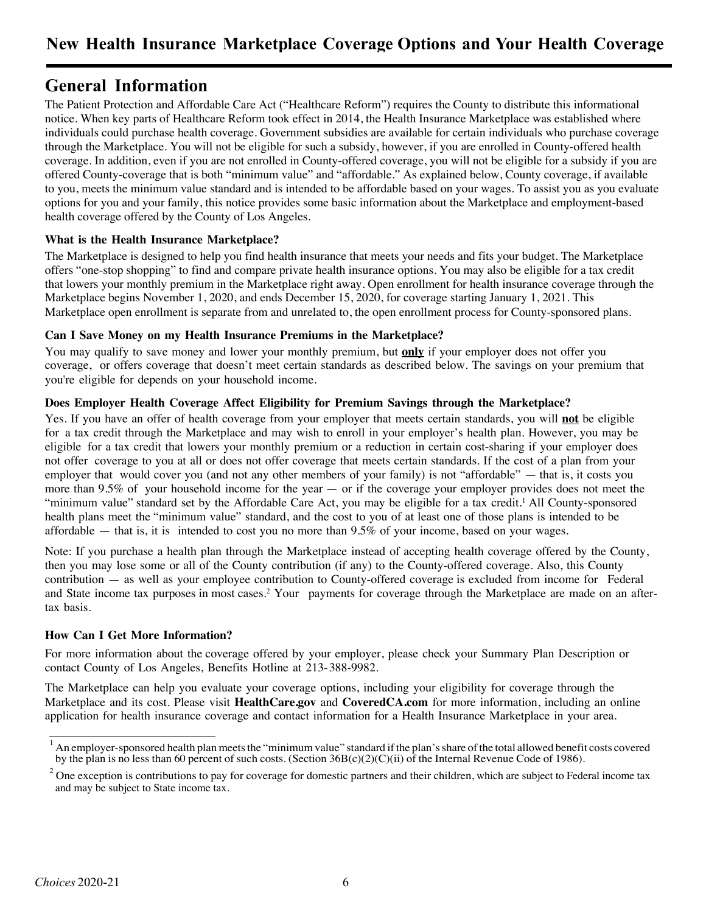# New Health Insurance Marketplace Coverage Options and Your Health Coverage

## General Information

The Patient Protection and Affordable Care Act ("Healthcare Reform") requires the County to distribute this informational notice. When key parts of Healthcare Reform took effect in 2014, the Health Insurance Marketplace was established where individuals could purchase health coverage. Government subsidies are available for certain individuals who purchase coverage through the Marketplace. You will not be eligible for such a subsidy, however, if you are enrolled in County-offered health coverage. In addition, even if you are not enrolled in County-offered coverage, you will not be eligible for a subsidy if you are offered County-coverage that is both "minimum value" and "affordable." As explained below, County coverage, if available to you, meets the minimum value standard and is intended to be affordable based on your wages. To assist you as you evaluate options for you and your family, this notice provides some basic information about the Marketplace and employment-based health coverage offered by the County of Los Angeles.

### What is the Health Insurance Marketplace?

The Marketplace is designed to help you find health insurance that meets your needs and fits your budget. The Marketplace offers "one-stop shopping" to find and compare private health insurance options. You may also be eligible for a tax credit that lowers your monthly premium in the Marketplace right away. Open enrollment for health insurance coverage through the Marketplace begins November 1, 2020, and ends December 15, 2020, for coverage starting January 1, 2021. This Marketplace open enrollment is separate from and unrelated to, the open enrollment process for County-sponsored plans.

### Can I Save Money on my Health Insurance Premiums in the Marketplace?

You may qualify to save money and lower your monthly premium, but **only** if your employer does not offer you coverage, or offers coverage that doesn't meet certain standards as described below. The savings on your premium that you're eligible for depends on your household income.

### Does Employer Health Coverage Affect Eligibility for Premium Savings through the Marketplace?

Yes. If you have an offer of health coverage from your employer that meets certain standards, you will **not** be eligible for a tax credit through the Marketplace and may wish to enroll in your employer's health plan. However, you may be eligible for a tax credit that lowers your monthly premium or a reduction in certain cost-sharing if your employer does not offer coverage to you at all or does not offer coverage that meets certain standards. If the cost of a plan from your employer that would cover you (and not any other members of your family) is not "affordable" — that is, it costs you more than 9.5% of your household income for the year — or if the coverage your employer provides does not meet the "minimum value" standard set by the Affordable Care Act, you may be eligible for a tax credit.[1] All County-sponsored health plans meet the "minimum value" standard, and the cost to you of at least one of those plans is intended to be affordable — that is, it is intended to cost you no more than 9.5% of your income, based on your wages.

Note: If you purchase a health plan through the Marketplace instead of accepting health coverage offered by the County, then you may lose some or all of the County contribution (if any) to the County-offered coverage. Also, this County contribution — as well as your employee contribution to County-offered coverage is excluded from income for Federal and State income tax purposes in most cases.[2] Your payments for coverage through the Marketplace are made on an after-tax basis.

### How Can I Get More Information?

For more information about the coverage offered by your employer, please check your Summary Plan Description or contact County of Los Angeles, Benefits Hotline at 213-388-9982.

The Marketplace can help you evaluate your coverage options, including your eligibility for coverage through the Marketplace and its cost. Please visit **HealthCare.gov** and **CoveredCA.com** for more information, including an online application for health insurance coverage and contact information for a Health Insurance Marketplace in your area.

---

[1] An employer-sponsored health plan meets the "minimum value" standard if the plan's share of the total allowed benefit costs covered by the plan is no less than 60 percent of such costs. (Section 36B(c)(2)(C)(ii) of the Internal Revenue Code of 1986).

[2] One exception is contributions to pay for coverage for domestic partners and their children, which are subject to Federal income tax and may be subject to State income tax.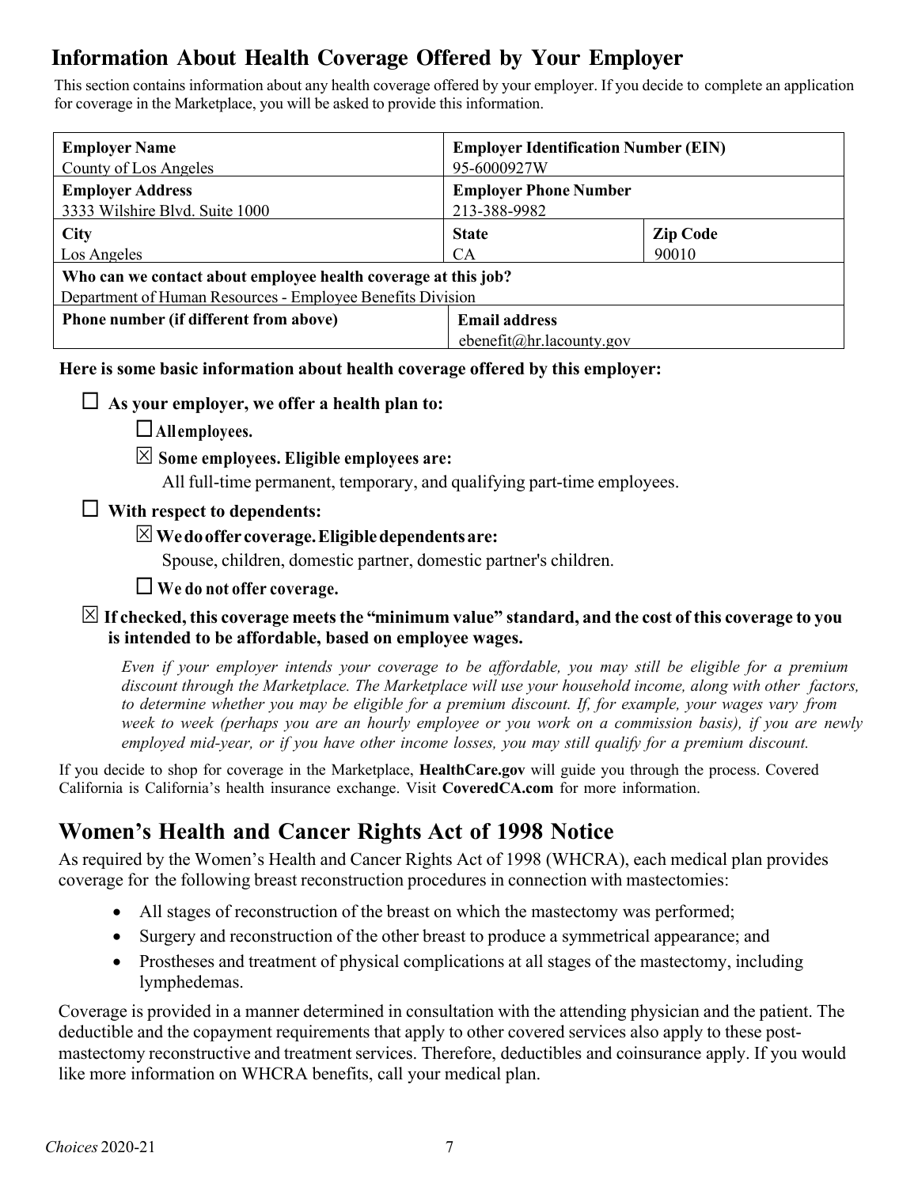## Information About Health Coverage Offered by Your Employer

This section contains information about any health coverage offered by your employer. If you decide to complete an application for coverage in the Marketplace, you will be asked to provide this information.

| **Employer Name**<br>County of Los Angeles | **Employer Identification Number (EIN)**<br>95-6000927W | |
|---|---|---|
| **Employer Address**<br>3333 Wilshire Blvd. Suite 1000 | **Employer Phone Number**<br>213-388-9982 | |
| **City**<br>Los Angeles | **State**<br>CA | **Zip Code**<br>90010 |
| **Who can we contact about employee health coverage at this job?**<br>Department of Human Resources - Employee Benefits Division | | |
| **Phone number (if different from above)** | **Email address**<br>ebenefit@hr.lacounty.gov | |

**Here is some basic information about health coverage offered by this employer:**

☐ **As your employer, we offer a health plan to:**

☐ **All employees.**

☒ **Some employees. Eligible employees are:**

All full-time permanent, temporary, and qualifying part-time employees.

☐ **With respect to dependents:**

☒ **We do offer coverage. Eligible dependents are:**

Spouse, children, domestic partner, domestic partner's children.

☐ **We do not offer coverage.**

☒ **If checked, this coverage meets the "minimum value" standard, and the cost of this coverage to you is intended to be affordable, based on employee wages.**

*Even if your employer intends your coverage to be affordable, you may still be eligible for a premium discount through the Marketplace. The Marketplace will use your household income, along with other factors, to determine whether you may be eligible for a premium discount. If, for example, your wages vary from week to week (perhaps you are an hourly employee or you work on a commission basis), if you are newly employed mid-year, or if you have other income losses, you may still qualify for a premium discount.*

If you decide to shop for coverage in the Marketplace, **HealthCare.gov** will guide you through the process. Covered California is California's health insurance exchange. Visit **CoveredCA.com** for more information.

## Women's Health and Cancer Rights Act of 1998 Notice

As required by the Women's Health and Cancer Rights Act of 1998 (WHCRA), each medical plan provides coverage for the following breast reconstruction procedures in connection with mastectomies:

- All stages of reconstruction of the breast on which the mastectomy was performed;
- Surgery and reconstruction of the other breast to produce a symmetrical appearance; and
- Prostheses and treatment of physical complications at all stages of the mastectomy, including lymphedemas.

Coverage is provided in a manner determined in consultation with the attending physician and the patient. The deductible and the copayment requirements that apply to other covered services also apply to these post-mastectomy reconstructive and treatment services. Therefore, deductibles and coinsurance apply. If you would like more information on WHCRA benefits, call your medical plan.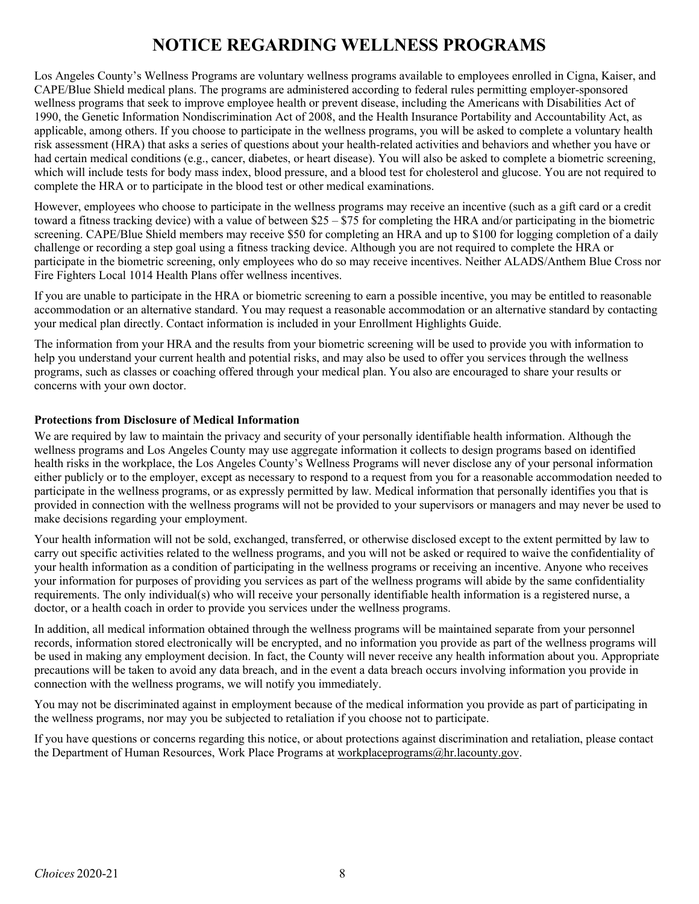# NOTICE REGARDING WELLNESS PROGRAMS

Los Angeles County's Wellness Programs are voluntary wellness programs available to employees enrolled in Cigna, Kaiser, and CAPE/Blue Shield medical plans. The programs are administered according to federal rules permitting employer-sponsored wellness programs that seek to improve employee health or prevent disease, including the Americans with Disabilities Act of 1990, the Genetic Information Nondiscrimination Act of 2008, and the Health Insurance Portability and Accountability Act, as applicable, among others. If you choose to participate in the wellness programs, you will be asked to complete a voluntary health risk assessment (HRA) that asks a series of questions about your health-related activities and behaviors and whether you have or had certain medical conditions (e.g., cancer, diabetes, or heart disease). You will also be asked to complete a biometric screening, which will include tests for body mass index, blood pressure, and a blood test for cholesterol and glucose. You are not required to complete the HRA or to participate in the blood test or other medical examinations.

However, employees who choose to participate in the wellness programs may receive an incentive (such as a gift card or a credit toward a fitness tracking device) with a value of between $25 – $75 for completing the HRA and/or participating in the biometric screening. CAPE/Blue Shield members may receive $50 for completing an HRA and up to $100 for logging completion of a daily challenge or recording a step goal using a fitness tracking device. Although you are not required to complete the HRA or participate in the biometric screening, only employees who do so may receive incentives. Neither ALADS/Anthem Blue Cross nor Fire Fighters Local 1014 Health Plans offer wellness incentives.

If you are unable to participate in the HRA or biometric screening to earn a possible incentive, you may be entitled to reasonable accommodation or an alternative standard. You may request a reasonable accommodation or an alternative standard by contacting your medical plan directly. Contact information is included in your Enrollment Highlights Guide.

The information from your HRA and the results from your biometric screening will be used to provide you with information to help you understand your current health and potential risks, and may also be used to offer you services through the wellness programs, such as classes or coaching offered through your medical plan. You also are encouraged to share your results or concerns with your own doctor.

**Protections from Disclosure of Medical Information**

We are required by law to maintain the privacy and security of your personally identifiable health information. Although the wellness programs and Los Angeles County may use aggregate information it collects to design programs based on identified health risks in the workplace, the Los Angeles County's Wellness Programs will never disclose any of your personal information either publicly or to the employer, except as necessary to respond to a request from you for a reasonable accommodation needed to participate in the wellness programs, or as expressly permitted by law. Medical information that personally identifies you that is provided in connection with the wellness programs will not be provided to your supervisors or managers and may never be used to make decisions regarding your employment.

Your health information will not be sold, exchanged, transferred, or otherwise disclosed except to the extent permitted by law to carry out specific activities related to the wellness programs, and you will not be asked or required to waive the confidentiality of your health information as a condition of participating in the wellness programs or receiving an incentive. Anyone who receives your information for purposes of providing you services as part of the wellness programs will abide by the same confidentiality requirements. The only individual(s) who will receive your personally identifiable health information is a registered nurse, a doctor, or a health coach in order to provide you services under the wellness programs.

In addition, all medical information obtained through the wellness programs will be maintained separate from your personnel records, information stored electronically will be encrypted, and no information you provide as part of the wellness programs will be used in making any employment decision. In fact, the County will never receive any health information about you. Appropriate precautions will be taken to avoid any data breach, and in the event a data breach occurs involving information you provide in connection with the wellness programs, we will notify you immediately.

You may not be discriminated against in employment because of the medical information you provide as part of participating in the wellness programs, nor may you be subjected to retaliation if you choose not to participate.

If you have questions or concerns regarding this notice, or about protections against discrimination and retaliation, please contact the Department of Human Resources, Work Place Programs at workplaceprograms@hr.lacounty.gov.